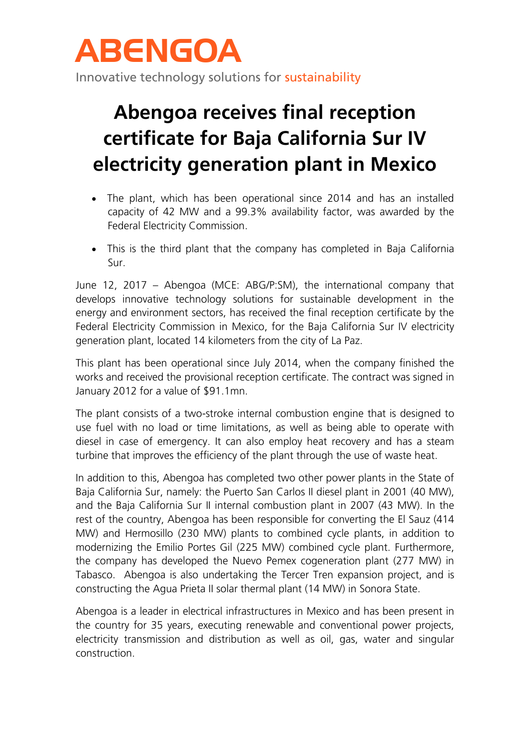ABENGOA

Innovative technology solutions for sustainability

# Abengoa receives final reception certificate for Baja California Sur IV electricity generation plant in Mexico

- The plant, which has been operational since 2014 and has an installed capacity of 42 MW and a 99.3% availability factor, was awarded by the Federal Electricity Commission.
- This is the third plant that the company has completed in Baja California Sur.

June 12, 2017 – Abengoa (MCE: ABG/P:SM), the international company that develops innovative technology solutions for sustainable development in the energy and environment sectors, has received the final reception certificate by the Federal Electricity Commission in Mexico, for the Baja California Sur IV electricity generation plant, located 14 kilometers from the city of La Paz.

This plant has been operational since July 2014, when the company finished the works and received the provisional reception certificate. The contract was signed in January 2012 for a value of $91.1mn.

The plant consists of a two-stroke internal combustion engine that is designed to use fuel with no load or time limitations, as well as being able to operate with diesel in case of emergency. It can also employ heat recovery and has a steam turbine that improves the efficiency of the plant through the use of waste heat.

In addition to this, Abengoa has completed two other power plants in the State of Baja California Sur, namely: the Puerto San Carlos II diesel plant in 2001 (40 MW), and the Baja California Sur II internal combustion plant in 2007 (43 MW). In the rest of the country, Abengoa has been responsible for converting the El Sauz (414 MW) and Hermosillo (230 MW) plants to combined cycle plants, in addition to modernizing the Emilio Portes Gil (225 MW) combined cycle plant. Furthermore, the company has developed the Nuevo Pemex cogeneration plant (277 MW) in Tabasco. Abengoa is also undertaking the Tercer Tren expansion project, and is constructing the Agua Prieta II solar thermal plant (14 MW) in Sonora State.

Abengoa is a leader in electrical infrastructures in Mexico and has been present in the country for 35 years, executing renewable and conventional power projects, electricity transmission and distribution as well as oil, gas, water and singular construction.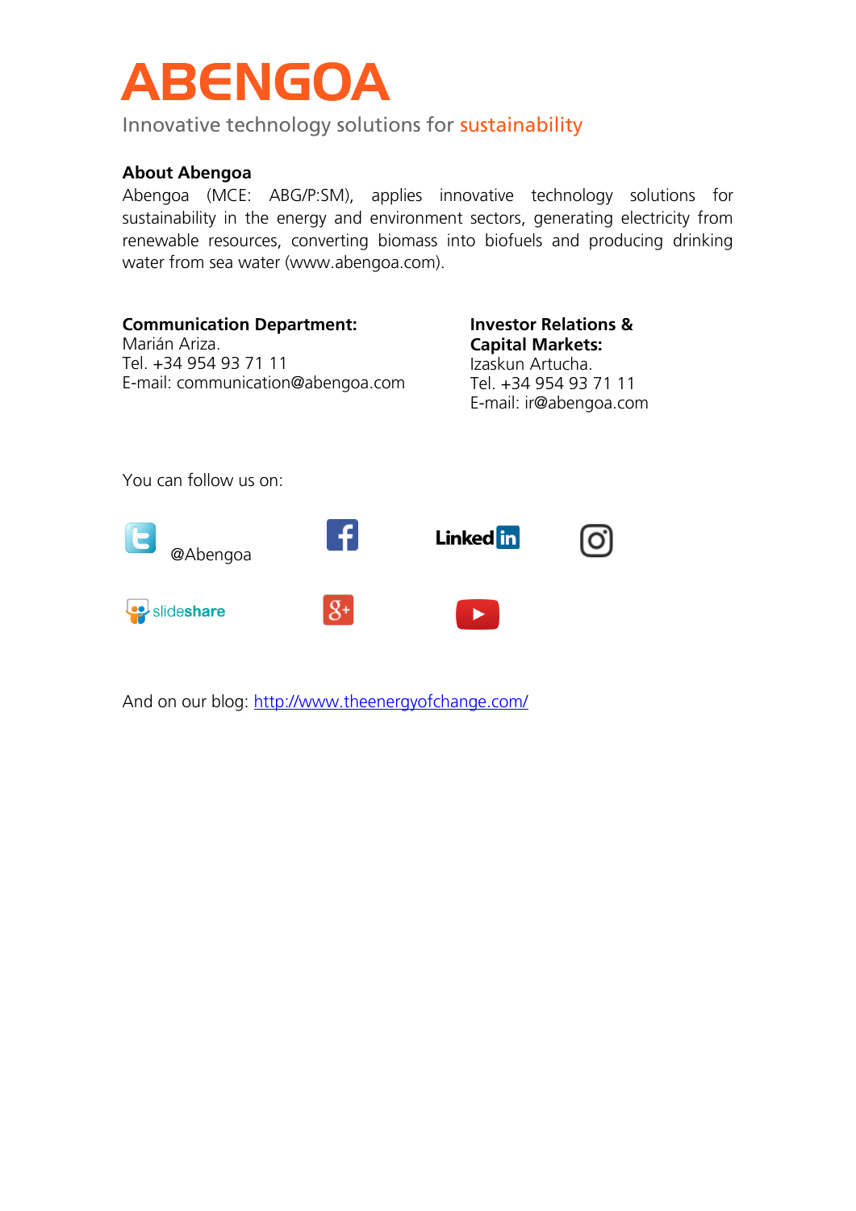# ABENGOA

Innovative technology solutions for sustainability

**About Abengoa**

Abengoa (MCE: ABG/P:SM), applies innovative technology solutions for sustainability in the energy and environment sectors, generating electricity from renewable resources, converting biomass into biofuels and producing drinking water from sea water (www.abengoa.com).

**Communication Department:**
Marián Ariza.
Tel. +34 954 93 71 11
E-mail: communication@abengoa.com

**Investor Relations & Capital Markets:**
Izaskun Artucha.
Tel. +34 954 93 71 11
E-mail: ir@abengoa.com

You can follow us on:

@Abengoa

And on our blog: http://www.theenergyofchange.com/